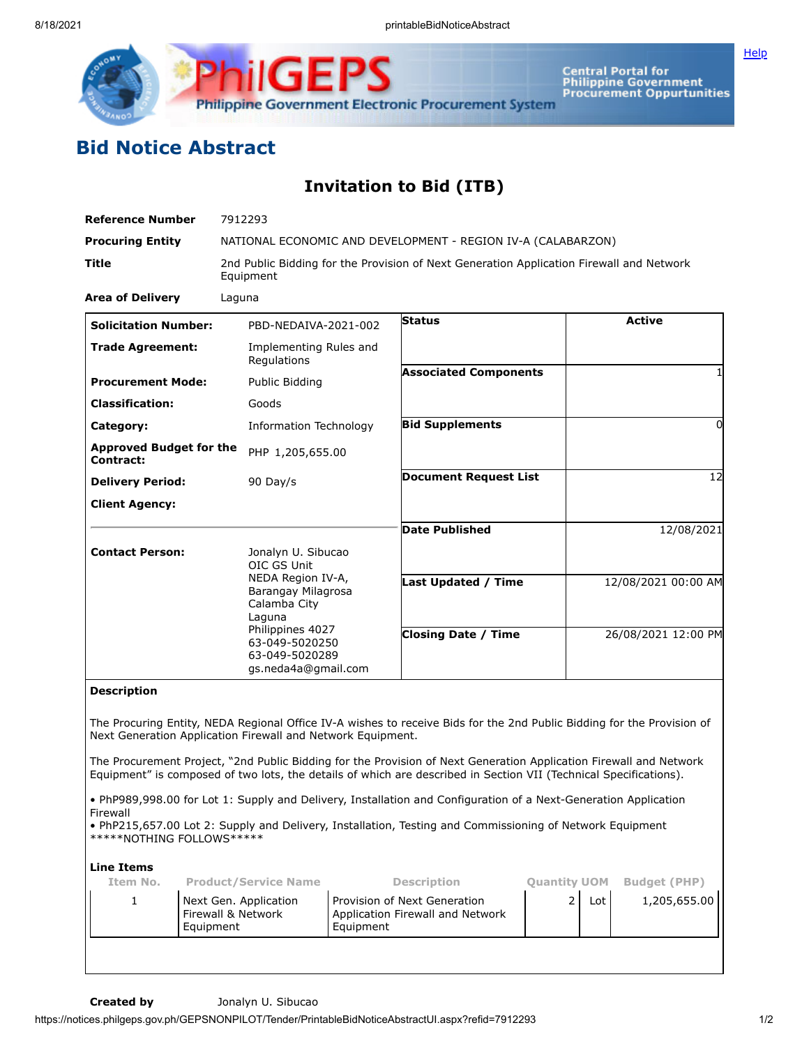# Bid Notice Abstract

## Invitation to Bid (ITB)

| | |
|---|---|
| **Reference Number** | 7912293 |
| **Procuring Entity** | NATIONAL ECONOMIC AND DEVELOPMENT - REGION IV-A (CALABARZON) |
| **Title** | 2nd Public Bidding for the Provision of Next Generation Application Firewall and Network Equipment |
| **Area of Delivery** | Laguna |

| | |
|---|---|
| **Solicitation Number:** | PBD-NEDAIVA-2021-002 |
| **Trade Agreement:** | Implementing Rules and Regulations |
| **Procurement Mode:** | Public Bidding |
| **Classification:** | Goods |
| **Category:** | Information Technology |
| **Approved Budget for the Contract:** | PHP 1,205,655.00 |
| **Delivery Period:** | 90 Day/s |
| **Client Agency:** | |
| **Contact Person:** | Jonalyn U. Sibucao<br>OIC GS Unit<br>NEDA Region IV-A,<br>Barangay Milagrosa<br>Calamba City<br>Laguna<br>Philippines 4027<br>63-049-5020250<br>63-049-5020289<br>gs.neda4a@gmail.com |

| | |
|---|---|
| **Status** | Active |
| **Associated Components** | 1 |
| **Bid Supplements** | 0 |
| **Document Request List** | 12 |
| **Date Published** | 12/08/2021 |
| **Last Updated / Time** | 12/08/2021 00:00 AM |
| **Closing Date / Time** | 26/08/2021 12:00 PM |

**Description**

The Procuring Entity, NEDA Regional Office IV-A wishes to receive Bids for the 2nd Public Bidding for the Provision of Next Generation Application Firewall and Network Equipment.

The Procurement Project, "2nd Public Bidding for the Provision of Next Generation Application Firewall and Network Equipment" is composed of two lots, the details of which are described in Section VII (Technical Specifications).

• PhP989,998.00 for Lot 1: Supply and Delivery, Installation and Configuration of a Next-Generation Application Firewall
• PhP215,657.00 Lot 2: Supply and Delivery, Installation, Testing and Commissioning of Network Equipment
*****NOTHING FOLLOWS*****

**Line Items**

| Item No. | Product/Service Name | Description | Quantity | UOM | Budget (PHP) |
|---|---|---|---|---|---|
| 1 | Next Gen. Application Firewall & Network Equipment | Provision of Next Generation Application Firewall and Network Equipment | 2 | Lot | 1,205,655.00 |

**Created by** Jonalyn U. Sibucao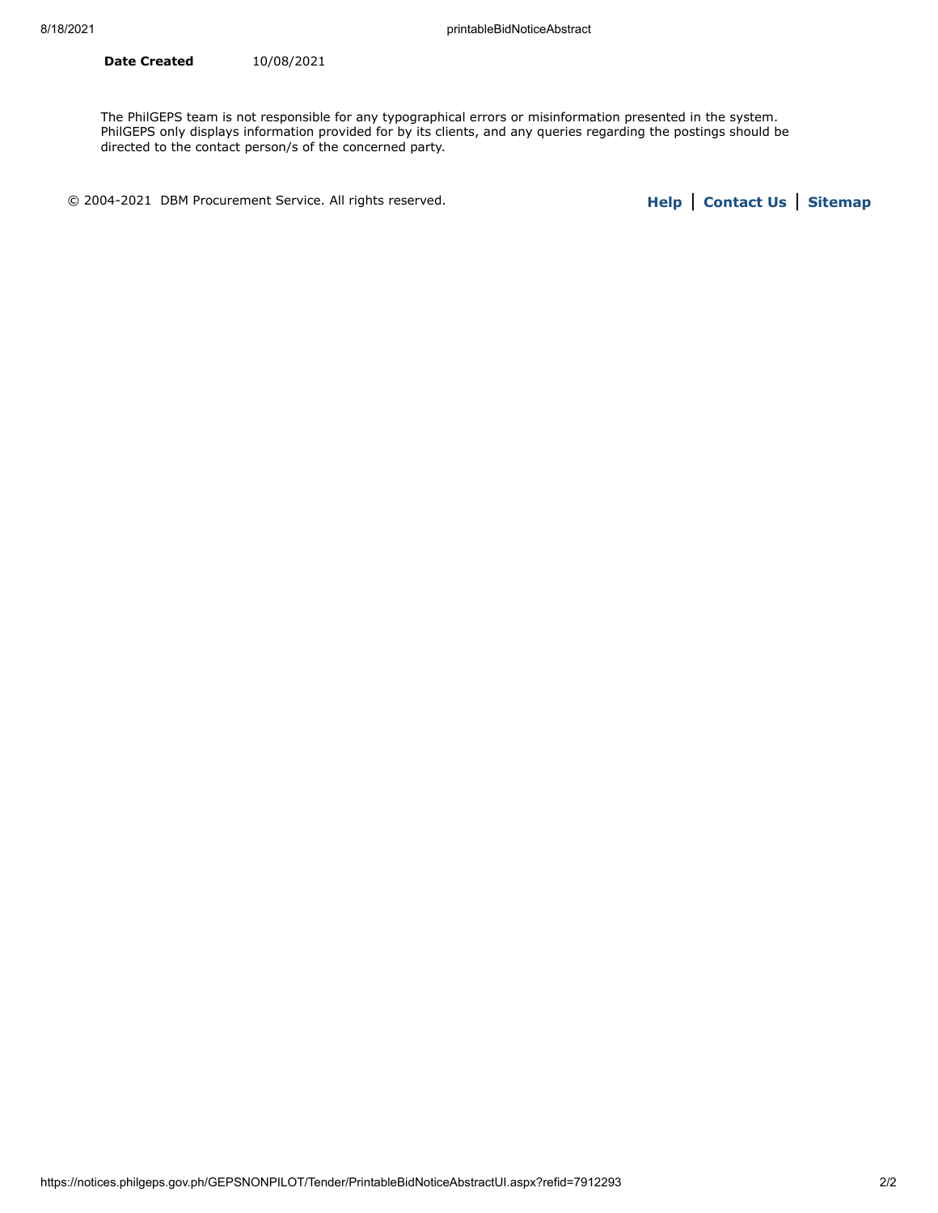| | |
|---|---|
| **Date Created** | 10/08/2021 |

The PhilGEPS team is not responsible for any typographical errors or misinformation presented in the system. PhilGEPS only displays information provided for by its clients, and any queries regarding the postings should be directed to the contact person/s of the concerned party.

© 2004-2021 DBM Procurement Service. All rights reserved.

**Help** | **Contact Us** | **Sitemap**